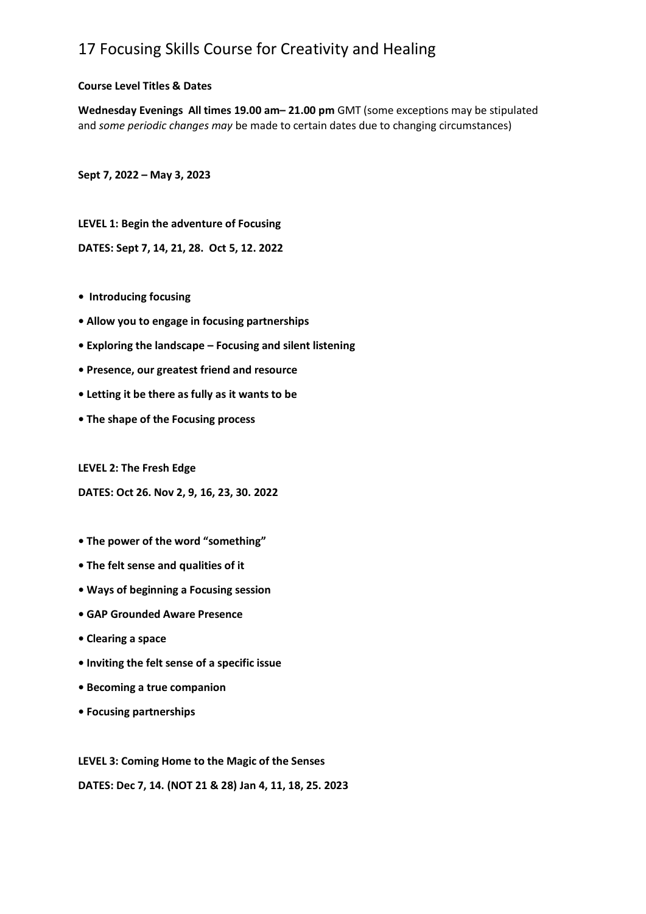# 17 Focusing Skills Course for Creativity and Healing

**Course Level Titles & Dates**

**Wednesday Evenings All times 19.00 am– 21.00 pm** GMT (some exceptions may be stipulated and *some periodic changes may* be made to certain dates due to changing circumstances)

**Sept 7, 2022 – May 3, 2023**

**LEVEL 1: Begin the adventure of Focusing**

**DATES: Sept 7, 14, 21, 28. Oct 5, 12. 2022**

- **Introducing focusing**
- **Allow you to engage in focusing partnerships**
- **Exploring the landscape – Focusing and silent listening**
- **Presence, our greatest friend and resource**
- **Letting it be there as fully as it wants to be**
- **The shape of the Focusing process**

**LEVEL 2: The Fresh Edge**

**DATES: Oct 26. Nov 2, 9, 16, 23, 30. 2022**

- **The power of the word "something"**
- **The felt sense and qualities of it**
- **Ways of beginning a Focusing session**
- **GAP Grounded Aware Presence**
- **Clearing a space**
- **Inviting the felt sense of a specific issue**
- **Becoming a true companion**
- **Focusing partnerships**

**LEVEL 3: Coming Home to the Magic of the Senses**

**DATES: Dec 7, 14. (NOT 21 & 28) Jan 4, 11, 18, 25. 2023**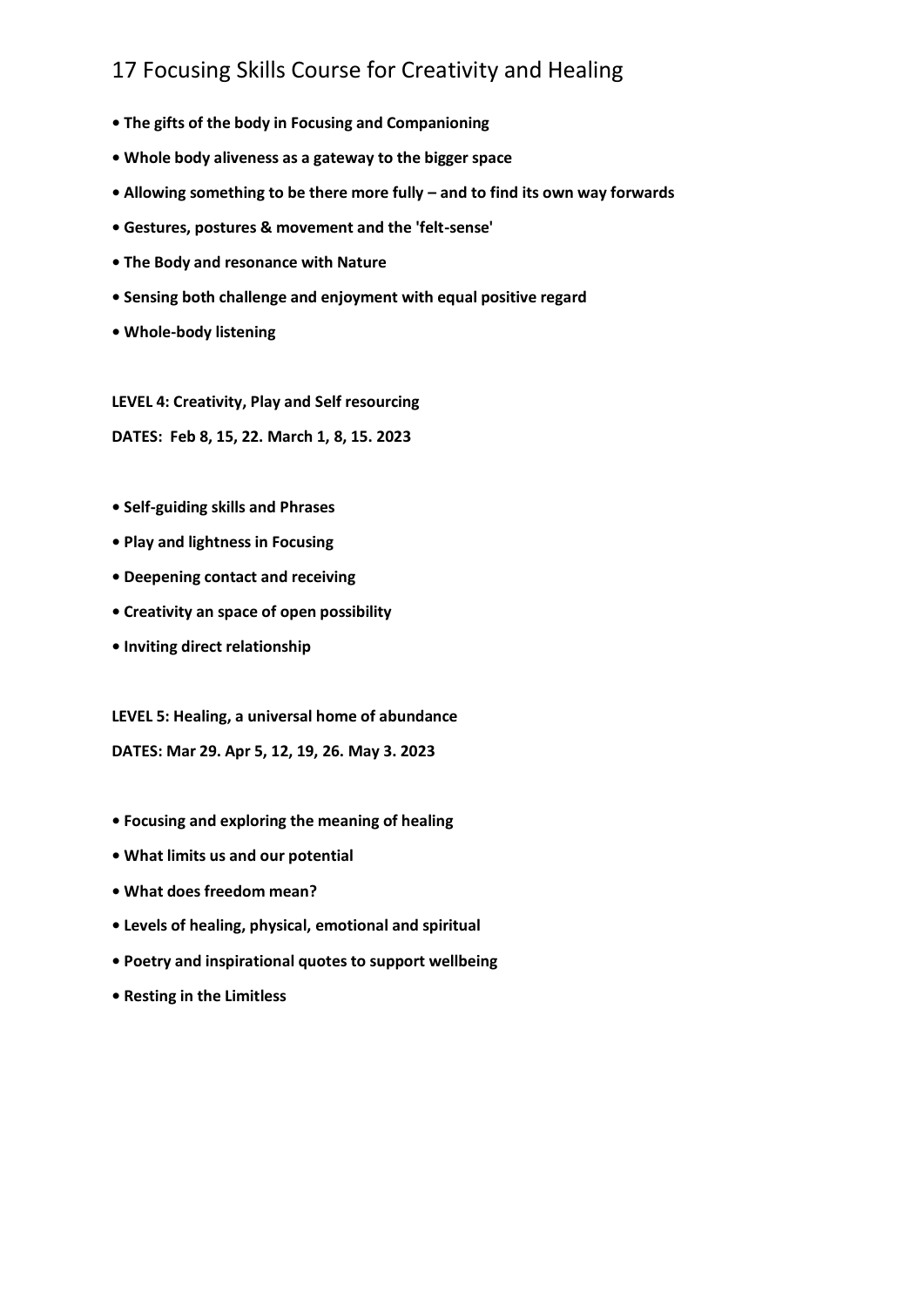17 Focusing Skills Course for Creativity and Healing

- **The gifts of the body in Focusing and Companioning**
- **Whole body aliveness as a gateway to the bigger space**
- **Allowing something to be there more fully – and to find its own way forwards**
- **Gestures, postures & movement and the 'felt-sense'**
- **The Body and resonance with Nature**
- **Sensing both challenge and enjoyment with equal positive regard**
- **Whole-body listening**

**LEVEL 4: Creativity, Play and Self resourcing**

**DATES: Feb 8, 15, 22. March 1, 8, 15. 2023**

- **Self-guiding skills and Phrases**
- **Play and lightness in Focusing**
- **Deepening contact and receiving**
- **Creativity an space of open possibility**
- **Inviting direct relationship**

**LEVEL 5: Healing, a universal home of abundance**

**DATES: Mar 29. Apr 5, 12, 19, 26. May 3. 2023**

- **Focusing and exploring the meaning of healing**
- **What limits us and our potential**
- **What does freedom mean?**
- **Levels of healing, physical, emotional and spiritual**
- **Poetry and inspirational quotes to support wellbeing**
- **Resting in the Limitless**